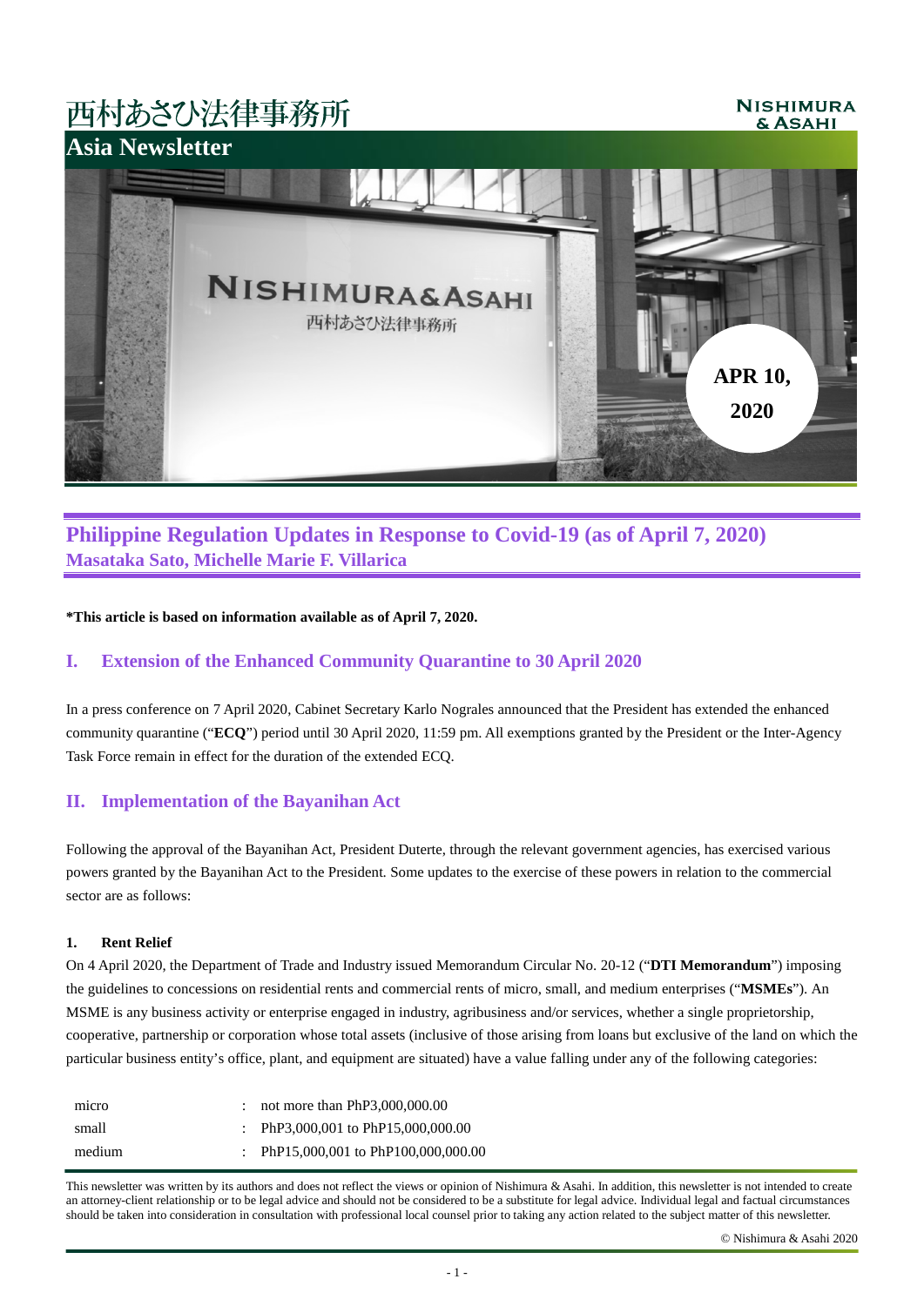西村あさひ法律事務所

NISHIMURA & ASAHI

Asia Newsletter

APR 10, 2020

# Philippine Regulation Updates in Response to Covid-19 (as of April 7, 2020)

**Masataka Sato, Michelle Marie F. Villarica**

**\*This article is based on information available as of April 7, 2020.**

## I. Extension of the Enhanced Community Quarantine to 30 April 2020

In a press conference on 7 April 2020, Cabinet Secretary Karlo Nograles announced that the President has extended the enhanced community quarantine ("**ECQ**") period until 30 April 2020, 11:59 pm. All exemptions granted by the President or the Inter-Agency Task Force remain in effect for the duration of the extended ECQ.

## II. Implementation of the Bayanihan Act

Following the approval of the Bayanihan Act, President Duterte, through the relevant government agencies, has exercised various powers granted by the Bayanihan Act to the President. Some updates to the exercise of these powers in relation to the commercial sector are as follows:

### 1. Rent Relief

On 4 April 2020, the Department of Trade and Industry issued Memorandum Circular No. 20-12 ("**DTI Memorandum**") imposing the guidelines to concessions on residential rents and commercial rents of micro, small, and medium enterprises ("**MSMEs**"). An MSME is any business activity or enterprise engaged in industry, agribusiness and/or services, whether a single proprietorship, cooperative, partnership or corporation whose total assets (inclusive of those arising from loans but exclusive of the land on which the particular business entity's office, plant, and equipment are situated) have a value falling under any of the following categories:

| | | |
|---|---|---|
| micro | : | not more than PhP3,000,000.00 |
| small | : | PhP3,000,001 to PhP15,000,000.00 |
| medium | : | PhP15,000,001 to PhP100,000,000.00 |

This newsletter was written by its authors and does not reflect the views or opinion of Nishimura & Asahi. In addition, this newsletter is not intended to create an attorney-client relationship or to be legal advice and should not be considered to be a substitute for legal advice. Individual legal and factual circumstances should be taken into consideration in consultation with professional local counsel prior to taking any action related to the subject matter of this newsletter.

© Nishimura & Asahi 2020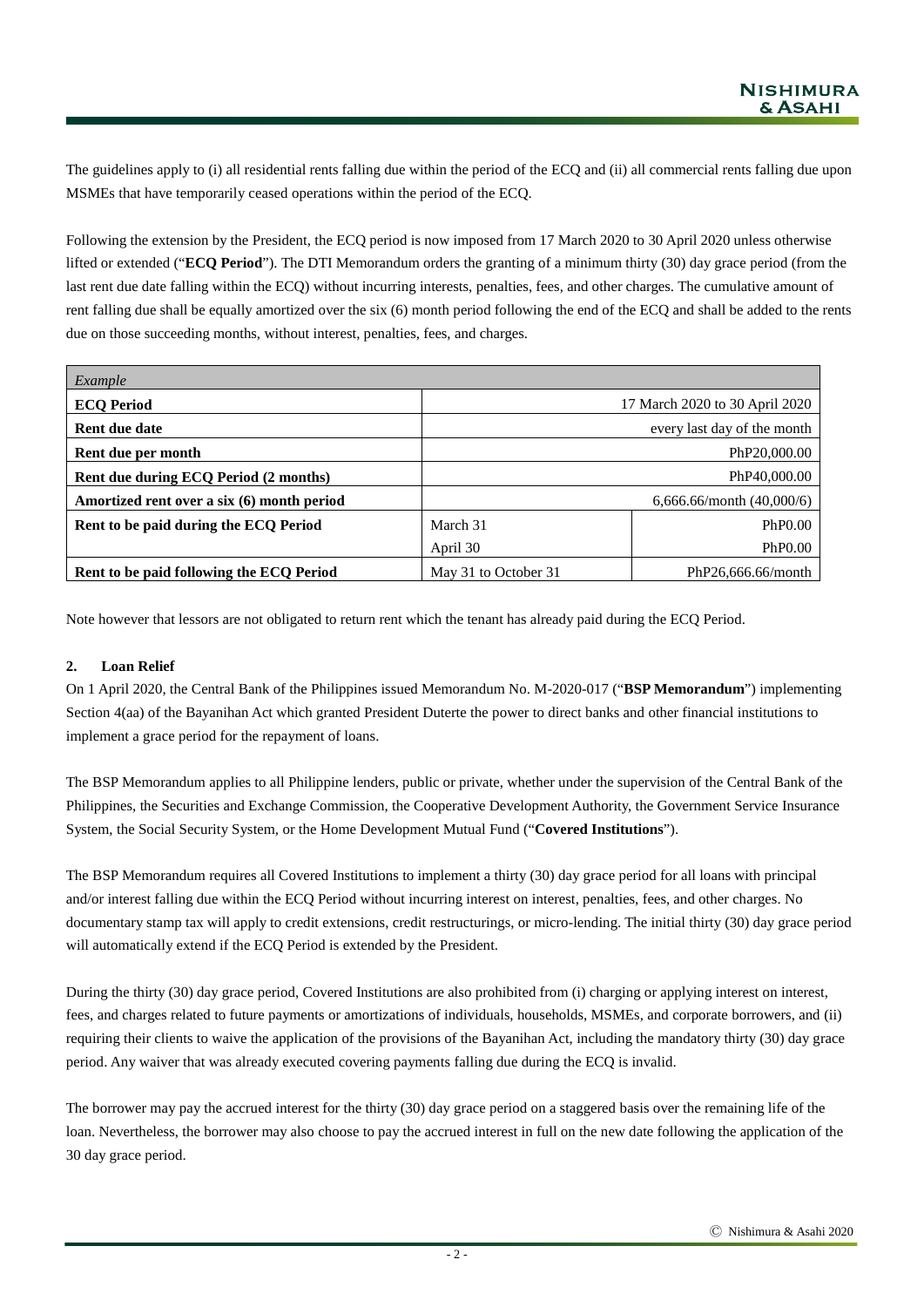The guidelines apply to (i) all residential rents falling due within the period of the ECQ and (ii) all commercial rents falling due upon MSMEs that have temporarily ceased operations within the period of the ECQ.

Following the extension by the President, the ECQ period is now imposed from 17 March 2020 to 30 April 2020 unless otherwise lifted or extended ("**ECQ Period**"). The DTI Memorandum orders the granting of a minimum thirty (30) day grace period (from the last rent due date falling within the ECQ) without incurring interests, penalties, fees, and other charges. The cumulative amount of rent falling due shall be equally amortized over the six (6) month period following the end of the ECQ and shall be added to the rents due on those succeeding months, without interest, penalties, fees, and charges.

| *Example* | | |
|---|---|---|
| **ECQ Period** | 17 March 2020 to 30 April 2020 | |
| **Rent due date** | every last day of the month | |
| **Rent due per month** | PhP20,000.00 | |
| **Rent due during ECQ Period (2 months)** | PhP40,000.00 | |
| **Amortized rent over a six (6) month period** | 6,666.66/month (40,000/6) | |
| **Rent to be paid during the ECQ Period** | March 31 | PhP0.00 |
| | April 30 | PhP0.00 |
| **Rent to be paid following the ECQ Period** | May 31 to October 31 | PhP26,666.66/month |

Note however that lessors are not obligated to return rent which the tenant has already paid during the ECQ Period.

**2. Loan Relief**

On 1 April 2020, the Central Bank of the Philippines issued Memorandum No. M-2020-017 ("**BSP Memorandum**") implementing Section 4(aa) of the Bayanihan Act which granted President Duterte the power to direct banks and other financial institutions to implement a grace period for the repayment of loans.

The BSP Memorandum applies to all Philippine lenders, public or private, whether under the supervision of the Central Bank of the Philippines, the Securities and Exchange Commission, the Cooperative Development Authority, the Government Service Insurance System, the Social Security System, or the Home Development Mutual Fund ("**Covered Institutions**").

The BSP Memorandum requires all Covered Institutions to implement a thirty (30) day grace period for all loans with principal and/or interest falling due within the ECQ Period without incurring interest on interest, penalties, fees, and other charges. No documentary stamp tax will apply to credit extensions, credit restructurings, or micro-lending. The initial thirty (30) day grace period will automatically extend if the ECQ Period is extended by the President.

During the thirty (30) day grace period, Covered Institutions are also prohibited from (i) charging or applying interest on interest, fees, and charges related to future payments or amortizations of individuals, households, MSMEs, and corporate borrowers, and (ii) requiring their clients to waive the application of the provisions of the Bayanihan Act, including the mandatory thirty (30) day grace period. Any waiver that was already executed covering payments falling due during the ECQ is invalid.

The borrower may pay the accrued interest for the thirty (30) day grace period on a staggered basis over the remaining life of the loan. Nevertheless, the borrower may also choose to pay the accrued interest in full on the new date following the application of the 30 day grace period.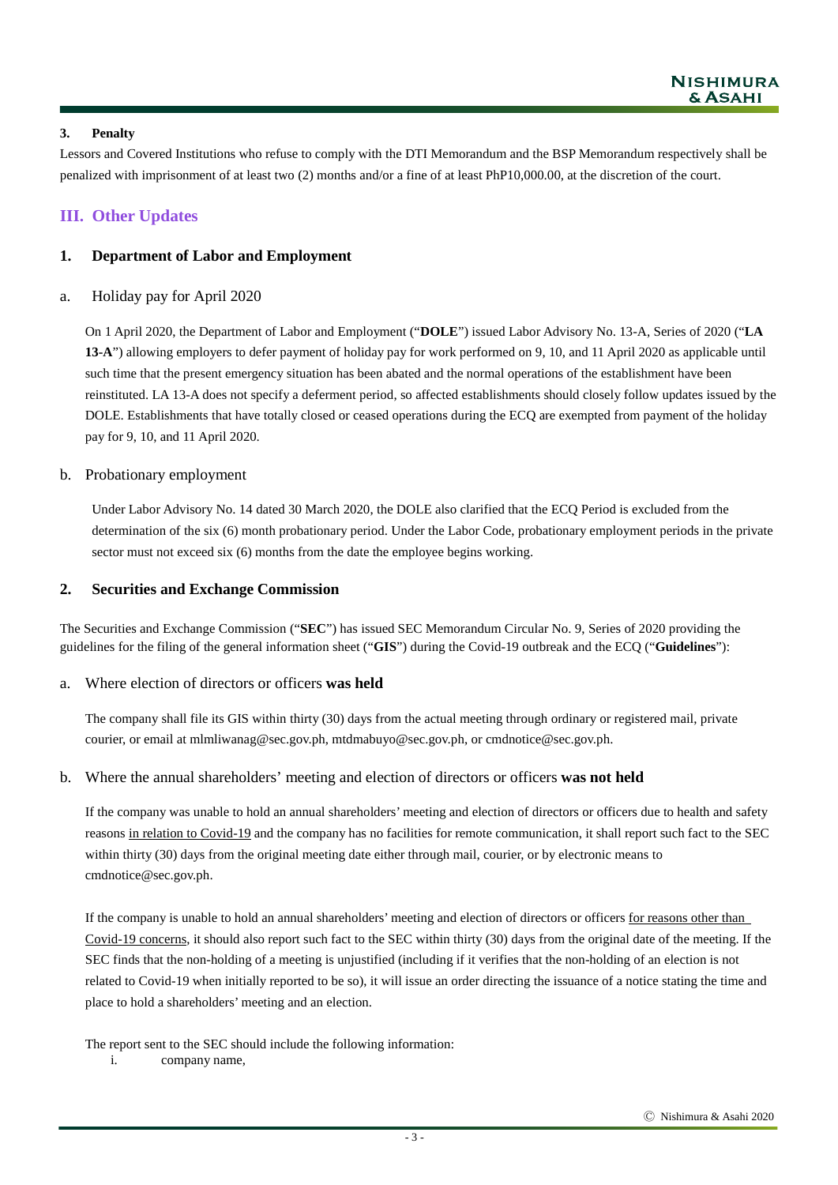### 3. Penalty

Lessors and Covered Institutions who refuse to comply with the DTI Memorandum and the BSP Memorandum respectively shall be penalized with imprisonment of at least two (2) months and/or a fine of at least PhP10,000.00, at the discretion of the court.

## III. Other Updates

### 1. Department of Labor and Employment

#### a. Holiday pay for April 2020

On 1 April 2020, the Department of Labor and Employment ("**DOLE**") issued Labor Advisory No. 13-A, Series of 2020 ("**LA 13-A**") allowing employers to defer payment of holiday pay for work performed on 9, 10, and 11 April 2020 as applicable until such time that the present emergency situation has been abated and the normal operations of the establishment have been reinstituted. LA 13-A does not specify a deferment period, so affected establishments should closely follow updates issued by the DOLE. Establishments that have totally closed or ceased operations during the ECQ are exempted from payment of the holiday pay for 9, 10, and 11 April 2020.

#### b. Probationary employment

Under Labor Advisory No. 14 dated 30 March 2020, the DOLE also clarified that the ECQ Period is excluded from the determination of the six (6) month probationary period. Under the Labor Code, probationary employment periods in the private sector must not exceed six (6) months from the date the employee begins working.

### 2. Securities and Exchange Commission

The Securities and Exchange Commission ("**SEC**") has issued SEC Memorandum Circular No. 9, Series of 2020 providing the guidelines for the filing of the general information sheet ("**GIS**") during the Covid-19 outbreak and the ECQ ("**Guidelines**"):

#### a. Where election of directors or officers **was held**

The company shall file its GIS within thirty (30) days from the actual meeting through ordinary or registered mail, private courier, or email at mlmliwanag@sec.gov.ph, mtdmabuyo@sec.gov.ph, or cmdnotice@sec.gov.ph.

#### b. Where the annual shareholders' meeting and election of directors or officers **was not held**

If the company was unable to hold an annual shareholders' meeting and election of directors or officers due to health and safety reasons <u>in relation to Covid-19</u> and the company has no facilities for remote communication, it shall report such fact to the SEC within thirty (30) days from the original meeting date either through mail, courier, or by electronic means to cmdnotice@sec.gov.ph.

If the company is unable to hold an annual shareholders' meeting and election of directors or officers <u>for reasons other than Covid-19 concerns</u>, it should also report such fact to the SEC within thirty (30) days from the original date of the meeting. If the SEC finds that the non-holding of a meeting is unjustified (including if it verifies that the non-holding of an election is not related to Covid-19 when initially reported to be so), it will issue an order directing the issuance of a notice stating the time and place to hold a shareholders' meeting and an election.

The report sent to the SEC should include the following information:

i. company name,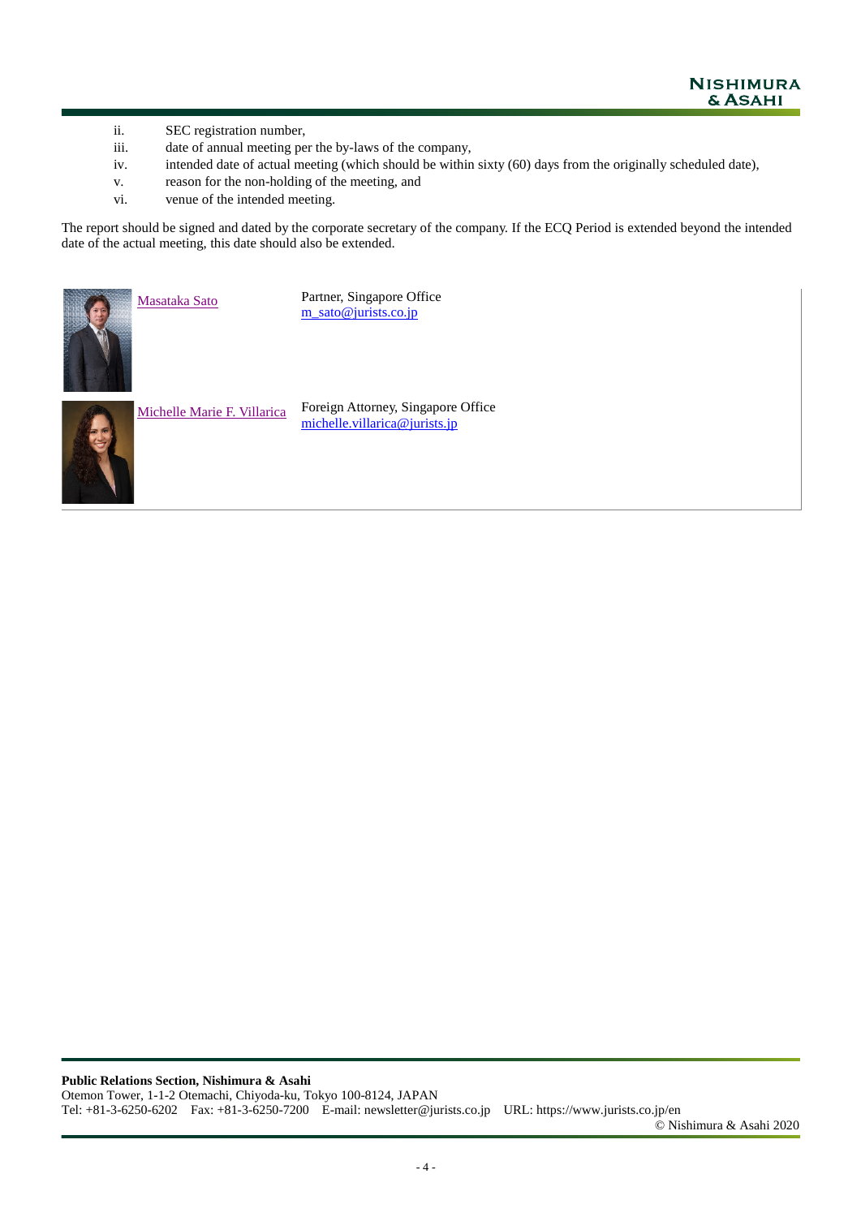ii. SEC registration number,
iii. date of annual meeting per the by-laws of the company,
iv. intended date of actual meeting (which should be within sixty (60) days from the originally scheduled date),
v. reason for the non-holding of the meeting, and
vi. venue of the intended meeting.

The report should be signed and dated by the corporate secretary of the company. If the ECQ Period is extended beyond the intended date of the actual meeting, this date should also be extended.

| | |
|---|---|
| Masataka Sato | Partner, Singapore Office<br>m_sato@jurists.co.jp |
| Michelle Marie F. Villarica | Foreign Attorney, Singapore Office<br>michelle.villarica@jurists.jp |

**Public Relations Section, Nishimura & Asahi**
Otemon Tower, 1-1-2 Otemachi, Chiyoda-ku, Tokyo 100-8124, JAPAN
Tel: +81-3-6250-6202 Fax: +81-3-6250-7200 E-mail: newsletter@jurists.co.jp URL: https://www.jurists.co.jp/en
© Nishimura & Asahi 2020